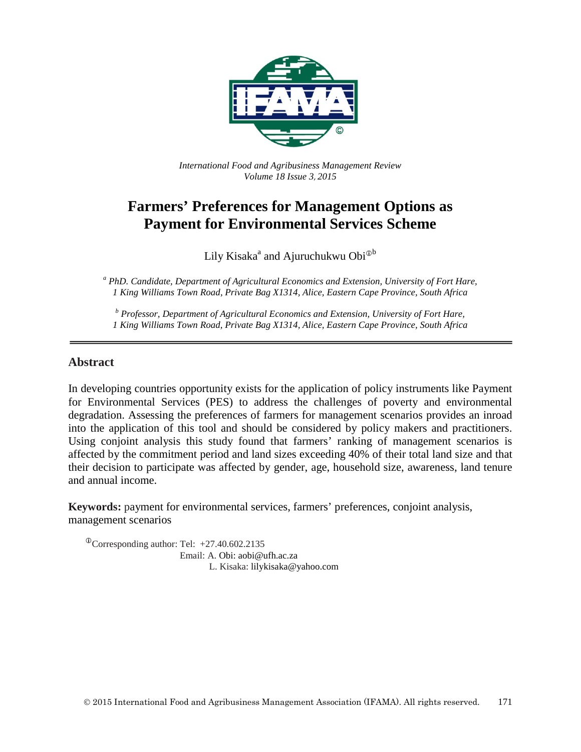*International Food and Agribusiness Management Review*
*Volume 18 Issue 3, 2015*

# Farmers' Preferences for Management Options as Payment for Environmental Services Scheme

Lily Kisaka[a] and Ajuruchukwu Obi[ⓘb]

[a] *PhD. Candidate, Department of Agricultural Economics and Extension, University of Fort Hare, 1 King Williams Town Road, Private Bag X1314, Alice, Eastern Cape Province, South Africa*

[b] *Professor, Department of Agricultural Economics and Extension, University of Fort Hare, 1 King Williams Town Road, Private Bag X1314, Alice, Eastern Cape Province, South Africa*

## Abstract

In developing countries opportunity exists for the application of policy instruments like Payment for Environmental Services (PES) to address the challenges of poverty and environmental degradation. Assessing the preferences of farmers for management scenarios provides an inroad into the application of this tool and should be considered by policy makers and practitioners. Using conjoint analysis this study found that farmers' ranking of management scenarios is affected by the commitment period and land sizes exceeding 40% of their total land size and that their decision to participate was affected by gender, age, household size, awareness, land tenure and annual income.

**Keywords:** payment for environmental services, farmers' preferences, conjoint analysis, management scenarios

ⓘCorresponding author: Tel: +27.40.602.2135
Email: A. Obi: aobi@ufh.ac.za
L. Kisaka: lilykisaka@yahoo.com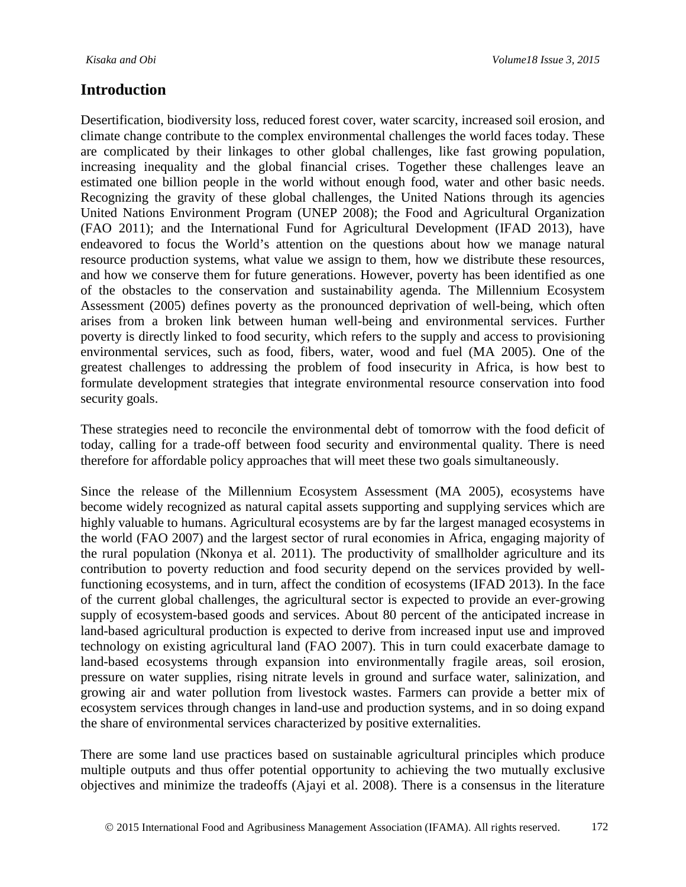## Introduction

Desertification, biodiversity loss, reduced forest cover, water scarcity, increased soil erosion, and climate change contribute to the complex environmental challenges the world faces today. These are complicated by their linkages to other global challenges, like fast growing population, increasing inequality and the global financial crises. Together these challenges leave an estimated one billion people in the world without enough food, water and other basic needs. Recognizing the gravity of these global challenges, the United Nations through its agencies United Nations Environment Program (UNEP 2008); the Food and Agricultural Organization (FAO 2011); and the International Fund for Agricultural Development (IFAD 2013), have endeavored to focus the World's attention on the questions about how we manage natural resource production systems, what value we assign to them, how we distribute these resources, and how we conserve them for future generations. However, poverty has been identified as one of the obstacles to the conservation and sustainability agenda. The Millennium Ecosystem Assessment (2005) defines poverty as the pronounced deprivation of well-being, which often arises from a broken link between human well-being and environmental services. Further poverty is directly linked to food security, which refers to the supply and access to provisioning environmental services, such as food, fibers, water, wood and fuel (MA 2005). One of the greatest challenges to addressing the problem of food insecurity in Africa, is how best to formulate development strategies that integrate environmental resource conservation into food security goals.

These strategies need to reconcile the environmental debt of tomorrow with the food deficit of today, calling for a trade-off between food security and environmental quality. There is need therefore for affordable policy approaches that will meet these two goals simultaneously.

Since the release of the Millennium Ecosystem Assessment (MA 2005), ecosystems have become widely recognized as natural capital assets supporting and supplying services which are highly valuable to humans. Agricultural ecosystems are by far the largest managed ecosystems in the world (FAO 2007) and the largest sector of rural economies in Africa, engaging majority of the rural population (Nkonya et al. 2011). The productivity of smallholder agriculture and its contribution to poverty reduction and food security depend on the services provided by well-functioning ecosystems, and in turn, affect the condition of ecosystems (IFAD 2013). In the face of the current global challenges, the agricultural sector is expected to provide an ever-growing supply of ecosystem-based goods and services. About 80 percent of the anticipated increase in land-based agricultural production is expected to derive from increased input use and improved technology on existing agricultural land (FAO 2007). This in turn could exacerbate damage to land-based ecosystems through expansion into environmentally fragile areas, soil erosion, pressure on water supplies, rising nitrate levels in ground and surface water, salinization, and growing air and water pollution from livestock wastes. Farmers can provide a better mix of ecosystem services through changes in land-use and production systems, and in so doing expand the share of environmental services characterized by positive externalities.

There are some land use practices based on sustainable agricultural principles which produce multiple outputs and thus offer potential opportunity to achieving the two mutually exclusive objectives and minimize the tradeoffs (Ajayi et al. 2008). There is a consensus in the literature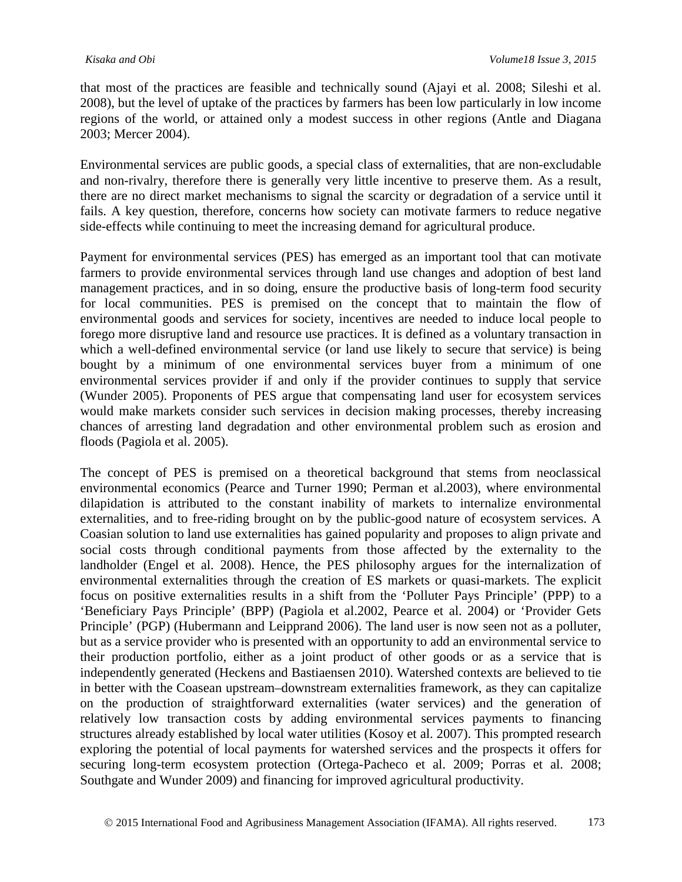that most of the practices are feasible and technically sound (Ajayi et al. 2008; Sileshi et al. 2008), but the level of uptake of the practices by farmers has been low particularly in low income regions of the world, or attained only a modest success in other regions (Antle and Diagana 2003; Mercer 2004).

Environmental services are public goods, a special class of externalities, that are non-excludable and non-rivalry, therefore there is generally very little incentive to preserve them. As a result, there are no direct market mechanisms to signal the scarcity or degradation of a service until it fails. A key question, therefore, concerns how society can motivate farmers to reduce negative side-effects while continuing to meet the increasing demand for agricultural produce.

Payment for environmental services (PES) has emerged as an important tool that can motivate farmers to provide environmental services through land use changes and adoption of best land management practices, and in so doing, ensure the productive basis of long-term food security for local communities. PES is premised on the concept that to maintain the flow of environmental goods and services for society, incentives are needed to induce local people to forego more disruptive land and resource use practices. It is defined as a voluntary transaction in which a well-defined environmental service (or land use likely to secure that service) is being bought by a minimum of one environmental services buyer from a minimum of one environmental services provider if and only if the provider continues to supply that service (Wunder 2005). Proponents of PES argue that compensating land user for ecosystem services would make markets consider such services in decision making processes, thereby increasing chances of arresting land degradation and other environmental problem such as erosion and floods (Pagiola et al. 2005).

The concept of PES is premised on a theoretical background that stems from neoclassical environmental economics (Pearce and Turner 1990; Perman et al.2003), where environmental dilapidation is attributed to the constant inability of markets to internalize environmental externalities, and to free-riding brought on by the public-good nature of ecosystem services. A Coasian solution to land use externalities has gained popularity and proposes to align private and social costs through conditional payments from those affected by the externality to the landholder (Engel et al. 2008). Hence, the PES philosophy argues for the internalization of environmental externalities through the creation of ES markets or quasi-markets. The explicit focus on positive externalities results in a shift from the 'Polluter Pays Principle' (PPP) to a 'Beneficiary Pays Principle' (BPP) (Pagiola et al.2002, Pearce et al. 2004) or 'Provider Gets Principle' (PGP) (Hubermann and Leipprand 2006). The land user is now seen not as a polluter, but as a service provider who is presented with an opportunity to add an environmental service to their production portfolio, either as a joint product of other goods or as a service that is independently generated (Heckens and Bastiaensen 2010). Watershed contexts are believed to tie in better with the Coasean upstream–downstream externalities framework, as they can capitalize on the production of straightforward externalities (water services) and the generation of relatively low transaction costs by adding environmental services payments to financing structures already established by local water utilities (Kosoy et al. 2007). This prompted research exploring the potential of local payments for watershed services and the prospects it offers for securing long-term ecosystem protection (Ortega-Pacheco et al. 2009; Porras et al. 2008; Southgate and Wunder 2009) and financing for improved agricultural productivity.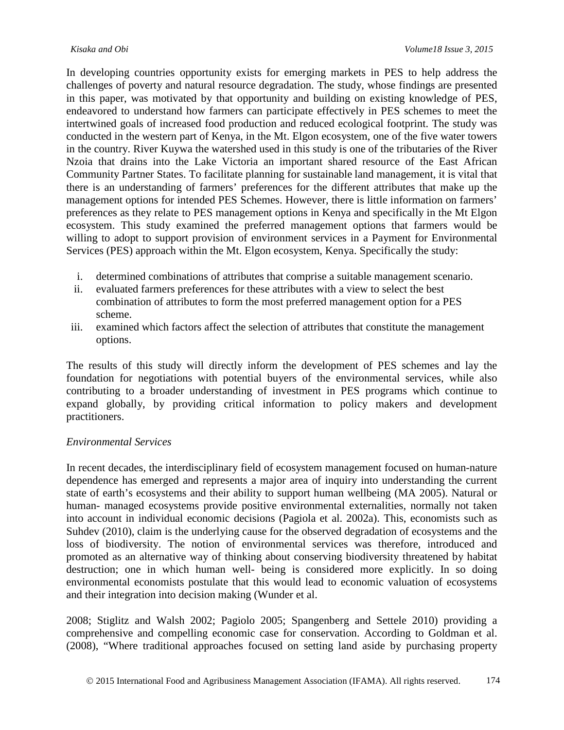In developing countries opportunity exists for emerging markets in PES to help address the challenges of poverty and natural resource degradation. The study, whose findings are presented in this paper, was motivated by that opportunity and building on existing knowledge of PES, endeavored to understand how farmers can participate effectively in PES schemes to meet the intertwined goals of increased food production and reduced ecological footprint. The study was conducted in the western part of Kenya, in the Mt. Elgon ecosystem, one of the five water towers in the country. River Kuywa the watershed used in this study is one of the tributaries of the River Nzoia that drains into the Lake Victoria an important shared resource of the East African Community Partner States. To facilitate planning for sustainable land management, it is vital that there is an understanding of farmers' preferences for the different attributes that make up the management options for intended PES Schemes. However, there is little information on farmers' preferences as they relate to PES management options in Kenya and specifically in the Mt Elgon ecosystem. This study examined the preferred management options that farmers would be willing to adopt to support provision of environment services in a Payment for Environmental Services (PES) approach within the Mt. Elgon ecosystem, Kenya. Specifically the study:

i. determined combinations of attributes that comprise a suitable management scenario.
ii. evaluated farmers preferences for these attributes with a view to select the best combination of attributes to form the most preferred management option for a PES scheme.
iii. examined which factors affect the selection of attributes that constitute the management options.

The results of this study will directly inform the development of PES schemes and lay the foundation for negotiations with potential buyers of the environmental services, while also contributing to a broader understanding of investment in PES programs which continue to expand globally, by providing critical information to policy makers and development practitioners.

*Environmental Services*

In recent decades, the interdisciplinary field of ecosystem management focused on human-nature dependence has emerged and represents a major area of inquiry into understanding the current state of earth's ecosystems and their ability to support human wellbeing (MA 2005). Natural or human- managed ecosystems provide positive environmental externalities, normally not taken into account in individual economic decisions (Pagiola et al. 2002a). This, economists such as Suhdev (2010), claim is the underlying cause for the observed degradation of ecosystems and the loss of biodiversity. The notion of environmental services was therefore, introduced and promoted as an alternative way of thinking about conserving biodiversity threatened by habitat destruction; one in which human well- being is considered more explicitly. In so doing environmental economists postulate that this would lead to economic valuation of ecosystems and their integration into decision making (Wunder et al. 2008; Stiglitz and Walsh 2002; Pagiolo 2005; Spangenberg and Settele 2010) providing a comprehensive and compelling economic case for conservation. According to Goldman et al. (2008), "Where traditional approaches focused on setting land aside by purchasing property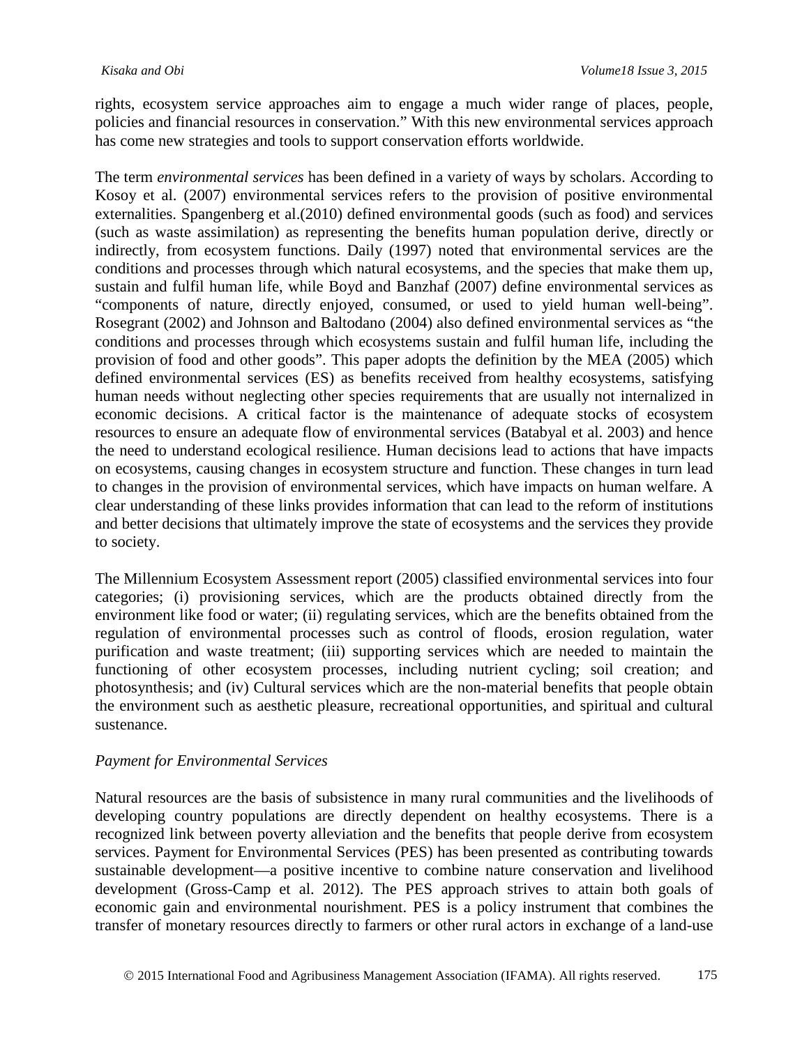rights, ecosystem service approaches aim to engage a much wider range of places, people, policies and financial resources in conservation." With this new environmental services approach has come new strategies and tools to support conservation efforts worldwide.

The term *environmental services* has been defined in a variety of ways by scholars. According to Kosoy et al. (2007) environmental services refers to the provision of positive environmental externalities. Spangenberg et al.(2010) defined environmental goods (such as food) and services (such as waste assimilation) as representing the benefits human population derive, directly or indirectly, from ecosystem functions. Daily (1997) noted that environmental services are the conditions and processes through which natural ecosystems, and the species that make them up, sustain and fulfil human life, while Boyd and Banzhaf (2007) define environmental services as "components of nature, directly enjoyed, consumed, or used to yield human well-being". Rosegrant (2002) and Johnson and Baltodano (2004) also defined environmental services as "the conditions and processes through which ecosystems sustain and fulfil human life, including the provision of food and other goods". This paper adopts the definition by the MEA (2005) which defined environmental services (ES) as benefits received from healthy ecosystems, satisfying human needs without neglecting other species requirements that are usually not internalized in economic decisions. A critical factor is the maintenance of adequate stocks of ecosystem resources to ensure an adequate flow of environmental services (Batabyal et al. 2003) and hence the need to understand ecological resilience. Human decisions lead to actions that have impacts on ecosystems, causing changes in ecosystem structure and function. These changes in turn lead to changes in the provision of environmental services, which have impacts on human welfare. A clear understanding of these links provides information that can lead to the reform of institutions and better decisions that ultimately improve the state of ecosystems and the services they provide to society.

The Millennium Ecosystem Assessment report (2005) classified environmental services into four categories; (i) provisioning services, which are the products obtained directly from the environment like food or water; (ii) regulating services, which are the benefits obtained from the regulation of environmental processes such as control of floods, erosion regulation, water purification and waste treatment; (iii) supporting services which are needed to maintain the functioning of other ecosystem processes, including nutrient cycling; soil creation; and photosynthesis; and (iv) Cultural services which are the non-material benefits that people obtain the environment such as aesthetic pleasure, recreational opportunities, and spiritual and cultural sustenance.

*Payment for Environmental Services*

Natural resources are the basis of subsistence in many rural communities and the livelihoods of developing country populations are directly dependent on healthy ecosystems. There is a recognized link between poverty alleviation and the benefits that people derive from ecosystem services. Payment for Environmental Services (PES) has been presented as contributing towards sustainable development—a positive incentive to combine nature conservation and livelihood development (Gross-Camp et al. 2012). The PES approach strives to attain both goals of economic gain and environmental nourishment. PES is a policy instrument that combines the transfer of monetary resources directly to farmers or other rural actors in exchange of a land-use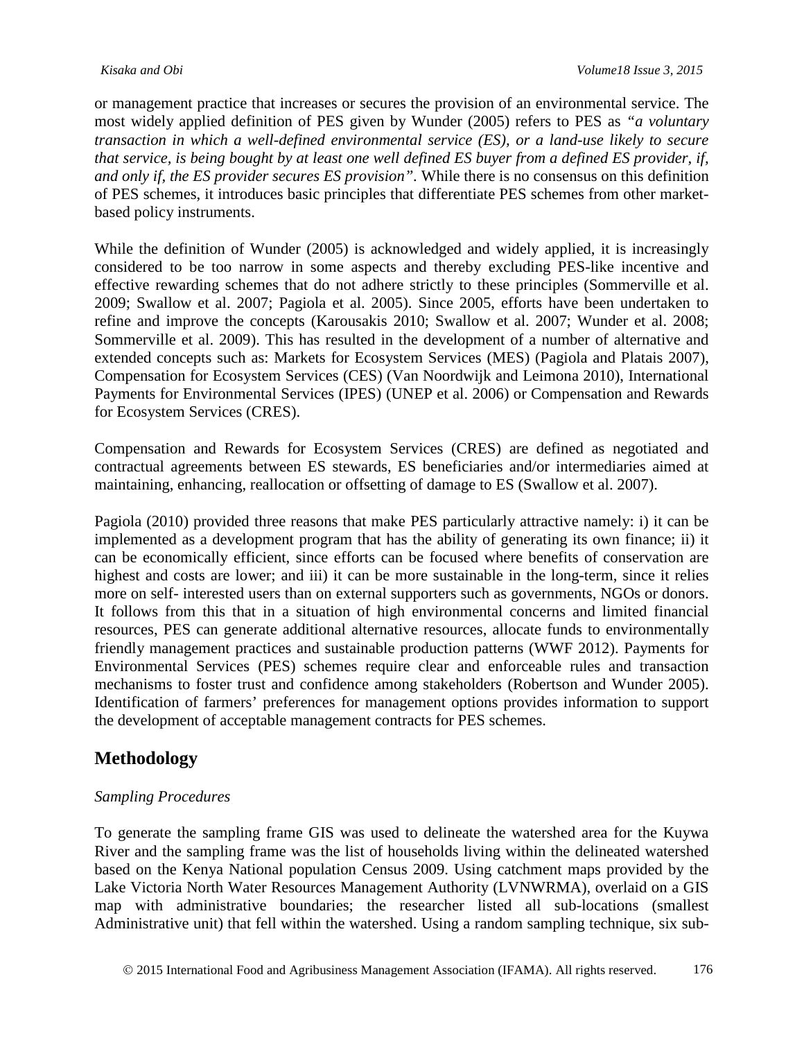or management practice that increases or secures the provision of an environmental service. The most widely applied definition of PES given by Wunder (2005) refers to PES as *"a voluntary transaction in which a well-defined environmental service (ES), or a land-use likely to secure that service, is being bought by at least one well defined ES buyer from a defined ES provider, if, and only if, the ES provider secures ES provision"*. While there is no consensus on this definition of PES schemes, it introduces basic principles that differentiate PES schemes from other market-based policy instruments.

While the definition of Wunder (2005) is acknowledged and widely applied, it is increasingly considered to be too narrow in some aspects and thereby excluding PES-like incentive and effective rewarding schemes that do not adhere strictly to these principles (Sommerville et al. 2009; Swallow et al. 2007; Pagiola et al. 2005). Since 2005, efforts have been undertaken to refine and improve the concepts (Karousakis 2010; Swallow et al. 2007; Wunder et al. 2008; Sommerville et al. 2009). This has resulted in the development of a number of alternative and extended concepts such as: Markets for Ecosystem Services (MES) (Pagiola and Platais 2007), Compensation for Ecosystem Services (CES) (Van Noordwijk and Leimona 2010), International Payments for Environmental Services (IPES) (UNEP et al. 2006) or Compensation and Rewards for Ecosystem Services (CRES).

Compensation and Rewards for Ecosystem Services (CRES) are defined as negotiated and contractual agreements between ES stewards, ES beneficiaries and/or intermediaries aimed at maintaining, enhancing, reallocation or offsetting of damage to ES (Swallow et al. 2007).

Pagiola (2010) provided three reasons that make PES particularly attractive namely: i) it can be implemented as a development program that has the ability of generating its own finance; ii) it can be economically efficient, since efforts can be focused where benefits of conservation are highest and costs are lower; and iii) it can be more sustainable in the long-term, since it relies more on self- interested users than on external supporters such as governments, NGOs or donors. It follows from this that in a situation of high environmental concerns and limited financial resources, PES can generate additional alternative resources, allocate funds to environmentally friendly management practices and sustainable production patterns (WWF 2012). Payments for Environmental Services (PES) schemes require clear and enforceable rules and transaction mechanisms to foster trust and confidence among stakeholders (Robertson and Wunder 2005). Identification of farmers' preferences for management options provides information to support the development of acceptable management contracts for PES schemes.

## Methodology

*Sampling Procedures*

To generate the sampling frame GIS was used to delineate the watershed area for the Kuywa River and the sampling frame was the list of households living within the delineated watershed based on the Kenya National population Census 2009. Using catchment maps provided by the Lake Victoria North Water Resources Management Authority (LVNWRMA), overlaid on a GIS map with administrative boundaries; the researcher listed all sub-locations (smallest Administrative unit) that fell within the watershed. Using a random sampling technique, six sub-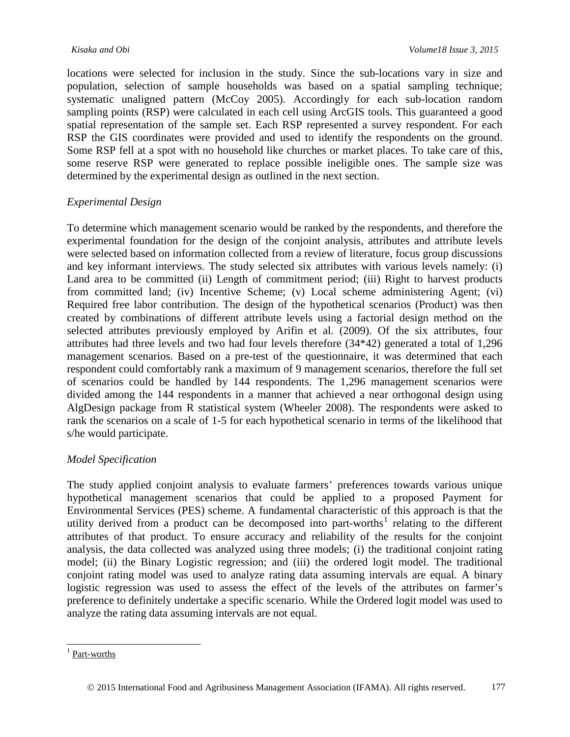locations were selected for inclusion in the study. Since the sub-locations vary in size and population, selection of sample households was based on a spatial sampling technique; systematic unaligned pattern (McCoy 2005). Accordingly for each sub-location random sampling points (RSP) were calculated in each cell using ArcGIS tools. This guaranteed a good spatial representation of the sample set. Each RSP represented a survey respondent. For each RSP the GIS coordinates were provided and used to identify the respondents on the ground. Some RSP fell at a spot with no household like churches or market places. To take care of this, some reserve RSP were generated to replace possible ineligible ones. The sample size was determined by the experimental design as outlined in the next section.

### *Experimental Design*

To determine which management scenario would be ranked by the respondents, and therefore the experimental foundation for the design of the conjoint analysis, attributes and attribute levels were selected based on information collected from a review of literature, focus group discussions and key informant interviews. The study selected six attributes with various levels namely: (i) Land area to be committed (ii) Length of commitment period; (iii) Right to harvest products from committed land; (iv) Incentive Scheme; (v) Local scheme administering Agent; (vi) Required free labor contribution. The design of the hypothetical scenarios (Product) was then created by combinations of different attribute levels using a factorial design method on the selected attributes previously employed by Arifin et al. (2009). Of the six attributes, four attributes had three levels and two had four levels therefore ($3^4 * 4^2$) generated a total of 1,296 management scenarios. Based on a pre-test of the questionnaire, it was determined that each respondent could comfortably rank a maximum of 9 management scenarios, therefore the full set of scenarios could be handled by 144 respondents. The 1,296 management scenarios were divided among the 144 respondents in a manner that achieved a near orthogonal design using AlgDesign package from R statistical system (Wheeler 2008). The respondents were asked to rank the scenarios on a scale of 1-5 for each hypothetical scenario in terms of the likelihood that s/he would participate.

### *Model Specification*

The study applied conjoint analysis to evaluate farmers' preferences towards various unique hypothetical management scenarios that could be applied to a proposed Payment for Environmental Services (PES) scheme. A fundamental characteristic of this approach is that the utility derived from a product can be decomposed into part-worths[1] relating to the different attributes of that product. To ensure accuracy and reliability of the results for the conjoint analysis, the data collected was analyzed using three models; (i) the traditional conjoint rating model; (ii) the Binary Logistic regression; and (iii) the ordered logit model. The traditional conjoint rating model was used to analyze rating data assuming intervals are equal. A binary logistic regression was used to assess the effect of the levels of the attributes on farmer's preference to definitely undertake a specific scenario. While the Ordered logit model was used to analyze the rating data assuming intervals are not equal.

---

[1] Part-worths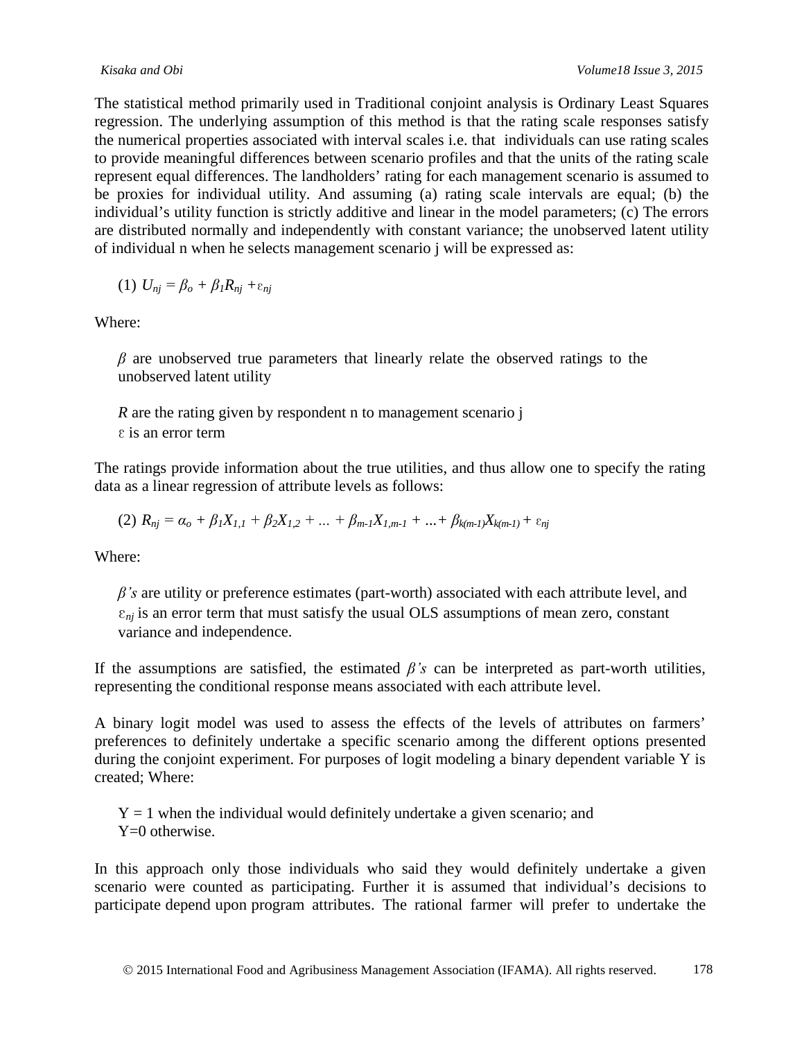The statistical method primarily used in Traditional conjoint analysis is Ordinary Least Squares regression. The underlying assumption of this method is that the rating scale responses satisfy the numerical properties associated with interval scales i.e. that individuals can use rating scales to provide meaningful differences between scenario profiles and that the units of the rating scale represent equal differences. The landholders' rating for each management scenario is assumed to be proxies for individual utility. And assuming (a) rating scale intervals are equal; (b) the individual's utility function is strictly additive and linear in the model parameters; (c) The errors are distributed normally and independently with constant variance; the unobserved latent utility of individual n when he selects management scenario j will be expressed as:

(1) $U_{nj} = \beta_o + \beta_1 R_{nj} + \varepsilon_{nj}$

Where:

> $\beta$ are unobserved true parameters that linearly relate the observed ratings to the unobserved latent utility
>
> $R$ are the rating given by respondent n to management scenario j
> $\varepsilon$ is an error term

The ratings provide information about the true utilities, and thus allow one to specify the rating data as a linear regression of attribute levels as follows:

(2) $R_{nj} = \alpha_o + \beta_1 X_{1,1} + \beta_2 X_{1,2} + \ldots + \beta_{m-1} X_{1,m-1} + \ldots + \beta_{k(m-1)} X_{k(m-1)} + \varepsilon_{nj}$

Where:

> $\beta$*'s* are utility or preference estimates (part-worth) associated with each attribute level, and $\varepsilon_{nj}$ is an error term that must satisfy the usual OLS assumptions of mean zero, constant variance and independence.

If the assumptions are satisfied, the estimated $\beta$*'s* can be interpreted as part-worth utilities, representing the conditional response means associated with each attribute level.

A binary logit model was used to assess the effects of the levels of attributes on farmers' preferences to definitely undertake a specific scenario among the different options presented during the conjoint experiment. For purposes of logit modeling a binary dependent variable Y is created; Where:

> Y = 1 when the individual would definitely undertake a given scenario; and
> Y=0 otherwise.

In this approach only those individuals who said they would definitely undertake a given scenario were counted as participating. Further it is assumed that individual's decisions to participate depend upon program attributes. The rational farmer will prefer to undertake the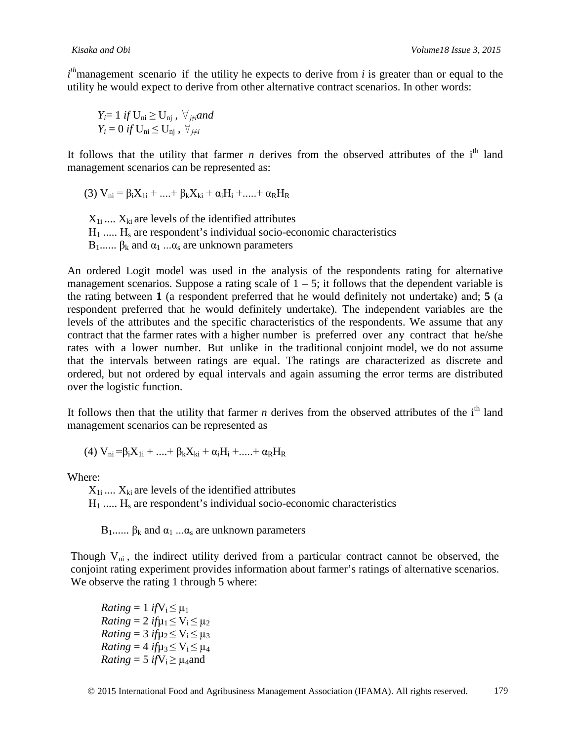$i^{th}$management scenario if the utility he expects to derive from $i$ is greater than or equal to the utility he would expect to derive from other alternative contract scenarios. In other words:

$$Y_i = 1 \text{ if } U_{ni} \geq U_{nj}, \ \forall_{j \neq i} \text{ and}$$
$$Y_i = 0 \text{ if } U_{ni} \leq U_{nj}, \ \forall_{j \neq i}$$

It follows that the utility that farmer $n$ derives from the observed attributes of the $i^{th}$ land management scenarios can be represented as:

$$(3) \ V_{ni} = \beta_i X_{1i} + .... + \beta_k X_{ki} + \alpha_i H_i + ..... + \alpha_R H_R$$

$X_{1i}$ .... $X_{ki}$ are levels of the identified attributes
$H_1$ ..... $H_s$ are respondent's individual socio-economic characteristics
$B_1$...... $\beta_k$ and $\alpha_1$ ...$\alpha_s$ are unknown parameters

An ordered Logit model was used in the analysis of the respondents rating for alternative management scenarios. Suppose a rating scale of 1 – 5; it follows that the dependent variable is the rating between **1** (a respondent preferred that he would definitely not undertake) and; **5** (a respondent preferred that he would definitely undertake). The independent variables are the levels of the attributes and the specific characteristics of the respondents. We assume that any contract that the farmer rates with a higher number is preferred over any contract that he/she rates with a lower number. But unlike in the traditional conjoint model, we do not assume that the intervals between ratings are equal. The ratings are characterized as discrete and ordered, but not ordered by equal intervals and again assuming the error terms are distributed over the logistic function.

It follows then that the utility that farmer $n$ derives from the observed attributes of the $i^{th}$ land management scenarios can be represented as

$$(4) \ V_{ni} = \beta_i X_{1i} + .... + \beta_k X_{ki} + \alpha_i H_i + ..... + \alpha_R H_R$$

Where:
$X_{1i}$ .... $X_{ki}$ are levels of the identified attributes
$H_1$ ..... $H_s$ are respondent's individual socio-economic characteristics

$B_1$...... $\beta_k$ and $\alpha_1$ ...$\alpha_s$ are unknown parameters

Though $V_{ni}$, the indirect utility derived from a particular contract cannot be observed, the conjoint rating experiment provides information about farmer's ratings of alternative scenarios. We observe the rating 1 through 5 where:

$$Rating = 1 \text{ if } V_i \leq \mu_1$$
$$Rating = 2 \text{ if } \mu_1 \leq V_i \leq \mu_2$$
$$Rating = 3 \text{ if } \mu_2 \leq V_i \leq \mu_3$$
$$Rating = 4 \text{ if } \mu_3 \leq V_i \leq \mu_4$$
$$Rating = 5 \text{ if } V_i \geq \mu_4 \text{ and}$$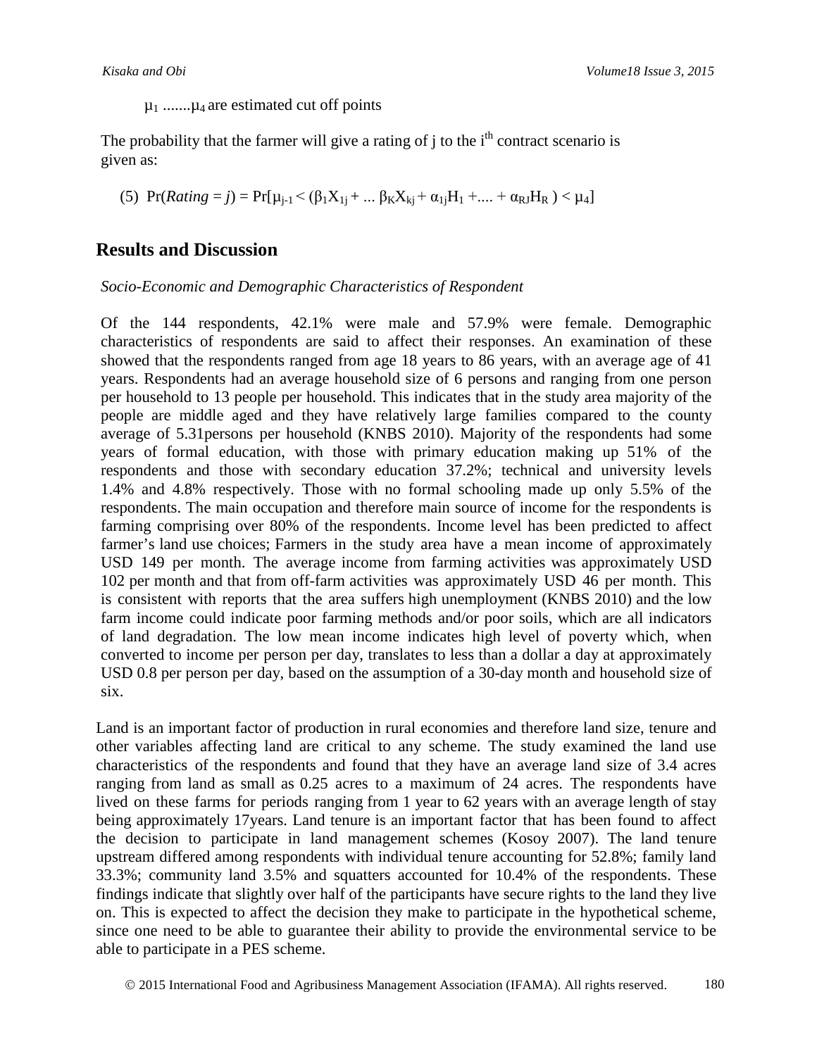$\mu_1$ .......$\mu_4$ are estimated cut off points

The probability that the farmer will give a rating of j to the i[th] contract scenario is given as:

$$\text{(5)} \quad \Pr(\textit{Rating} = j) = \Pr[\mu_{j-1} < (\beta_1 X_{1j} + \ldots \beta_K X_{kj} + \alpha_{1j} H_1 + \ldots + \alpha_{RJ} H_R) < \mu_4]$$

## Results and Discussion

*Socio-Economic and Demographic Characteristics of Respondent*

Of the 144 respondents, 42.1% were male and 57.9% were female. Demographic characteristics of respondents are said to affect their responses. An examination of these showed that the respondents ranged from age 18 years to 86 years, with an average age of 41 years. Respondents had an average household size of 6 persons and ranging from one person per household to 13 people per household. This indicates that in the study area majority of the people are middle aged and they have relatively large families compared to the county average of 5.31persons per household (KNBS 2010). Majority of the respondents had some years of formal education, with those with primary education making up 51% of the respondents and those with secondary education 37.2%; technical and university levels 1.4% and 4.8% respectively. Those with no formal schooling made up only 5.5% of the respondents. The main occupation and therefore main source of income for the respondents is farming comprising over 80% of the respondents. Income level has been predicted to affect farmer's land use choices; Farmers in the study area have a mean income of approximately USD 149 per month. The average income from farming activities was approximately USD 102 per month and that from off-farm activities was approximately USD 46 per month. This is consistent with reports that the area suffers high unemployment (KNBS 2010) and the low farm income could indicate poor farming methods and/or poor soils, which are all indicators of land degradation. The low mean income indicates high level of poverty which, when converted to income per person per day, translates to less than a dollar a day at approximately USD 0.8 per person per day, based on the assumption of a 30-day month and household size of six.

Land is an important factor of production in rural economies and therefore land size, tenure and other variables affecting land are critical to any scheme. The study examined the land use characteristics of the respondents and found that they have an average land size of 3.4 acres ranging from land as small as 0.25 acres to a maximum of 24 acres. The respondents have lived on these farms for periods ranging from 1 year to 62 years with an average length of stay being approximately 17years. Land tenure is an important factor that has been found to affect the decision to participate in land management schemes (Kosoy 2007). The land tenure upstream differed among respondents with individual tenure accounting for 52.8%; family land 33.3%; community land 3.5% and squatters accounted for 10.4% of the respondents. These findings indicate that slightly over half of the participants have secure rights to the land they live on. This is expected to affect the decision they make to participate in the hypothetical scheme, since one need to be able to guarantee their ability to provide the environmental service to be able to participate in a PES scheme.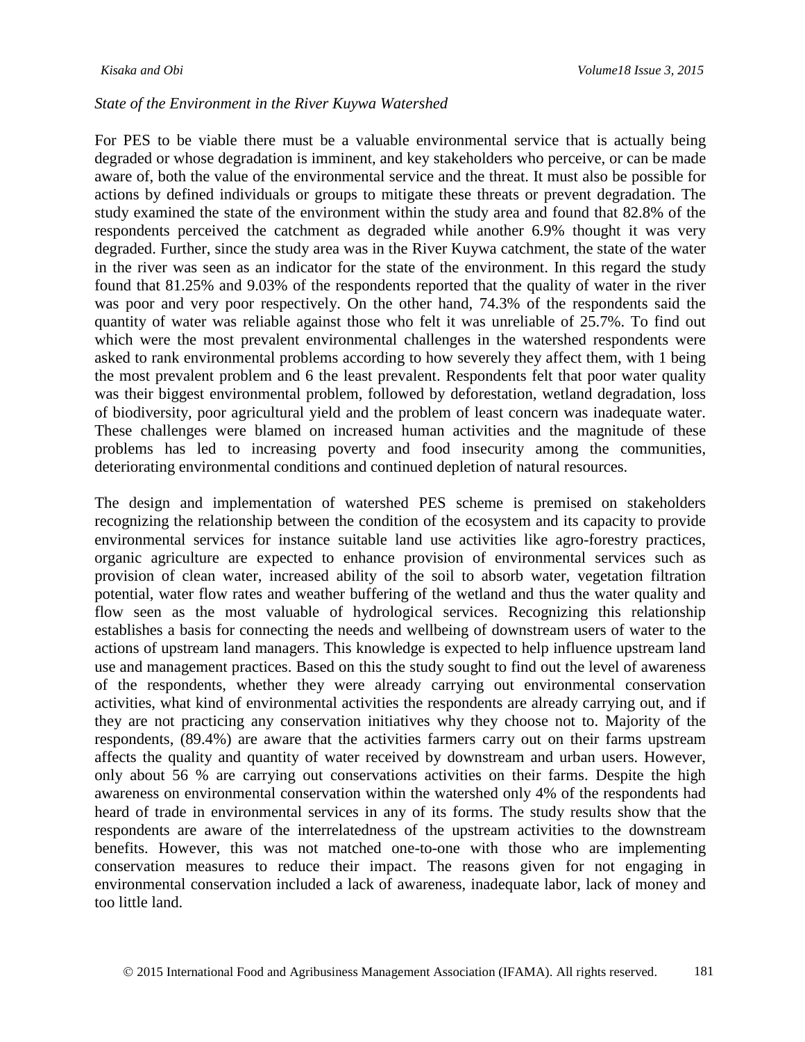*State of the Environment in the River Kuywa Watershed*

For PES to be viable there must be a valuable environmental service that is actually being degraded or whose degradation is imminent, and key stakeholders who perceive, or can be made aware of, both the value of the environmental service and the threat. It must also be possible for actions by defined individuals or groups to mitigate these threats or prevent degradation. The study examined the state of the environment within the study area and found that 82.8% of the respondents perceived the catchment as degraded while another 6.9% thought it was very degraded. Further, since the study area was in the River Kuywa catchment, the state of the water in the river was seen as an indicator for the state of the environment. In this regard the study found that 81.25% and 9.03% of the respondents reported that the quality of water in the river was poor and very poor respectively. On the other hand, 74.3% of the respondents said the quantity of water was reliable against those who felt it was unreliable of 25.7%. To find out which were the most prevalent environmental challenges in the watershed respondents were asked to rank environmental problems according to how severely they affect them, with 1 being the most prevalent problem and 6 the least prevalent. Respondents felt that poor water quality was their biggest environmental problem, followed by deforestation, wetland degradation, loss of biodiversity, poor agricultural yield and the problem of least concern was inadequate water. These challenges were blamed on increased human activities and the magnitude of these problems has led to increasing poverty and food insecurity among the communities, deteriorating environmental conditions and continued depletion of natural resources.

The design and implementation of watershed PES scheme is premised on stakeholders recognizing the relationship between the condition of the ecosystem and its capacity to provide environmental services for instance suitable land use activities like agro-forestry practices, organic agriculture are expected to enhance provision of environmental services such as provision of clean water, increased ability of the soil to absorb water, vegetation filtration potential, water flow rates and weather buffering of the wetland and thus the water quality and flow seen as the most valuable of hydrological services. Recognizing this relationship establishes a basis for connecting the needs and wellbeing of downstream users of water to the actions of upstream land managers. This knowledge is expected to help influence upstream land use and management practices. Based on this the study sought to find out the level of awareness of the respondents, whether they were already carrying out environmental conservation activities, what kind of environmental activities the respondents are already carrying out, and if they are not practicing any conservation initiatives why they choose not to. Majority of the respondents, (89.4%) are aware that the activities farmers carry out on their farms upstream affects the quality and quantity of water received by downstream and urban users. However, only about 56 % are carrying out conservations activities on their farms. Despite the high awareness on environmental conservation within the watershed only 4% of the respondents had heard of trade in environmental services in any of its forms. The study results show that the respondents are aware of the interrelatedness of the upstream activities to the downstream benefits. However, this was not matched one-to-one with those who are implementing conservation measures to reduce their impact. The reasons given for not engaging in environmental conservation included a lack of awareness, inadequate labor, lack of money and too little land.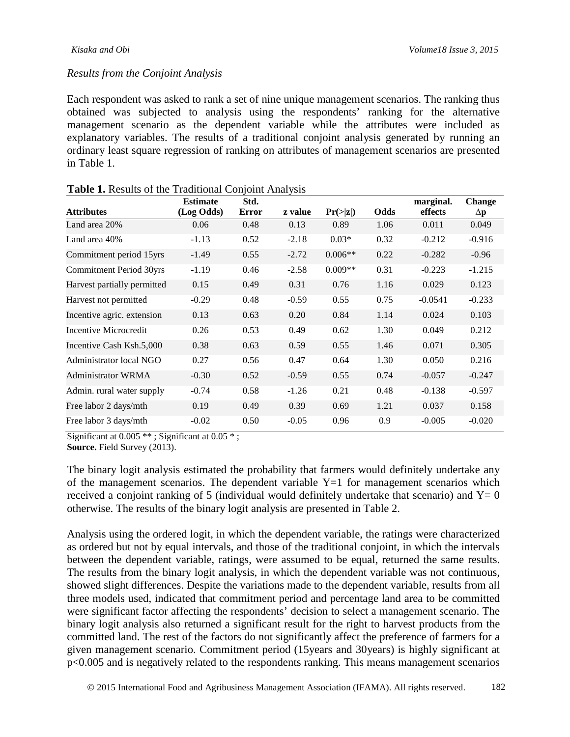*Results from the Conjoint Analysis*

Each respondent was asked to rank a set of nine unique management scenarios. The ranking thus obtained was subjected to analysis using the respondents' ranking for the alternative management scenario as the dependent variable while the attributes were included as explanatory variables. The results of a traditional conjoint analysis generated by running an ordinary least square regression of ranking on attributes of management scenarios are presented in Table 1.

**Table 1.** Results of the Traditional Conjoint Analysis

| Attributes | Estimate (Log Odds) | Std. Error | z value | Pr(>\|z\|) | Odds | marginal. effects | Change $\Delta$p |
|---|---|---|---|---|---|---|---|
| Land area 20% | 0.06 | 0.48 | 0.13 | 0.89 | 1.06 | 0.011 | 0.049 |
| Land area 40% | -1.13 | 0.52 | -2.18 | 0.03* | 0.32 | -0.212 | -0.916 |
| Commitment period 15yrs | -1.49 | 0.55 | -2.72 | 0.006** | 0.22 | -0.282 | -0.96 |
| Commitment Period 30yrs | -1.19 | 0.46 | -2.58 | 0.009** | 0.31 | -0.223 | -1.215 |
| Harvest partially permitted | 0.15 | 0.49 | 0.31 | 0.76 | 1.16 | 0.029 | 0.123 |
| Harvest not permitted | -0.29 | 0.48 | -0.59 | 0.55 | 0.75 | -0.0541 | -0.233 |
| Incentive agric. extension | 0.13 | 0.63 | 0.20 | 0.84 | 1.14 | 0.024 | 0.103 |
| Incentive Microcredit | 0.26 | 0.53 | 0.49 | 0.62 | 1.30 | 0.049 | 0.212 |
| Incentive Cash Ksh.5,000 | 0.38 | 0.63 | 0.59 | 0.55 | 1.46 | 0.071 | 0.305 |
| Administrator local NGO | 0.27 | 0.56 | 0.47 | 0.64 | 1.30 | 0.050 | 0.216 |
| Administrator WRMA | -0.30 | 0.52 | -0.59 | 0.55 | 0.74 | -0.057 | -0.247 |
| Admin. rural water supply | -0.74 | 0.58 | -1.26 | 0.21 | 0.48 | -0.138 | -0.597 |
| Free labor 2 days/mth | 0.19 | 0.49 | 0.39 | 0.69 | 1.21 | 0.037 | 0.158 |
| Free labor 3 days/mth | -0.02 | 0.50 | -0.05 | 0.96 | 0.9 | -0.005 | -0.020 |

Significant at 0.005 ** ; Significant at 0.05 * ;
**Source.** Field Survey (2013).

The binary logit analysis estimated the probability that farmers would definitely undertake any of the management scenarios. The dependent variable Y=1 for management scenarios which received a conjoint ranking of 5 (individual would definitely undertake that scenario) and Y= 0 otherwise. The results of the binary logit analysis are presented in Table 2.

Analysis using the ordered logit, in which the dependent variable, the ratings were characterized as ordered but not by equal intervals, and those of the traditional conjoint, in which the intervals between the dependent variable, ratings, were assumed to be equal, returned the same results. The results from the binary logit analysis, in which the dependent variable was not continuous, showed slight differences. Despite the variations made to the dependent variable, results from all three models used, indicated that commitment period and percentage land area to be committed were significant factor affecting the respondents' decision to select a management scenario. The binary logit analysis also returned a significant result for the right to harvest products from the committed land. The rest of the factors do not significantly affect the preference of farmers for a given management scenario. Commitment period (15years and 30years) is highly significant at $p<0.005$ and is negatively related to the respondents ranking. This means management scenarios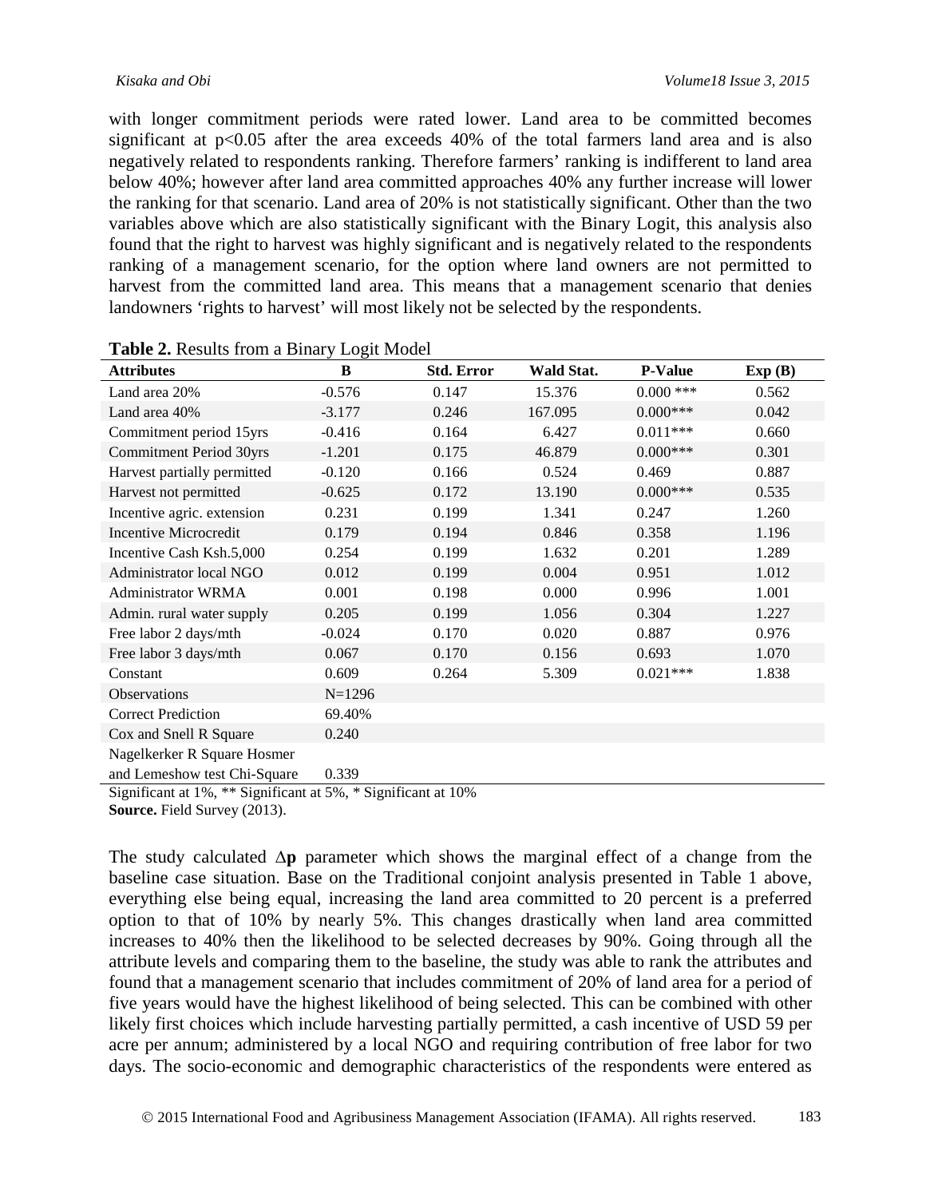with longer commitment periods were rated lower. Land area to be committed becomes significant at $p<0.05$ after the area exceeds 40% of the total farmers land area and is also negatively related to respondents ranking. Therefore farmers' ranking is indifferent to land area below 40%; however after land area committed approaches 40% any further increase will lower the ranking for that scenario. Land area of 20% is not statistically significant. Other than the two variables above which are also statistically significant with the Binary Logit, this analysis also found that the right to harvest was highly significant and is negatively related to the respondents ranking of a management scenario, for the option where land owners are not permitted to harvest from the committed land area. This means that a management scenario that denies landowners 'rights to harvest' will most likely not be selected by the respondents.

**Table 2.** Results from a Binary Logit Model

| Attributes | B | Std. Error | Wald Stat. | P-Value | Exp (B) |
|---|---|---|---|---|---|
| Land area 20% | -0.576 | 0.147 | 15.376 | 0.000 *** | 0.562 |
| Land area 40% | -3.177 | 0.246 | 167.095 | 0.000*** | 0.042 |
| Commitment period 15yrs | -0.416 | 0.164 | 6.427 | 0.011*** | 0.660 |
| Commitment Period 30yrs | -1.201 | 0.175 | 46.879 | 0.000*** | 0.301 |
| Harvest partially permitted | -0.120 | 0.166 | 0.524 | 0.469 | 0.887 |
| Harvest not permitted | -0.625 | 0.172 | 13.190 | 0.000*** | 0.535 |
| Incentive agric. extension | 0.231 | 0.199 | 1.341 | 0.247 | 1.260 |
| Incentive Microcredit | 0.179 | 0.194 | 0.846 | 0.358 | 1.196 |
| Incentive Cash Ksh.5,000 | 0.254 | 0.199 | 1.632 | 0.201 | 1.289 |
| Administrator local NGO | 0.012 | 0.199 | 0.004 | 0.951 | 1.012 |
| Administrator WRMA | 0.001 | 0.198 | 0.000 | 0.996 | 1.001 |
| Admin. rural water supply | 0.205 | 0.199 | 1.056 | 0.304 | 1.227 |
| Free labor 2 days/mth | -0.024 | 0.170 | 0.020 | 0.887 | 0.976 |
| Free labor 3 days/mth | 0.067 | 0.170 | 0.156 | 0.693 | 1.070 |
| Constant | 0.609 | 0.264 | 5.309 | 0.021*** | 1.838 |
| Observations | N=1296 | | | | |
| Correct Prediction | 69.40% | | | | |
| Cox and Snell R Square | 0.240 | | | | |
| Nagelkerker R Square Hosmer and Lemeshow test Chi-Square | 0.339 | | | | |

Significant at 1%, ** Significant at 5%, * Significant at 10%

**Source.** Field Survey (2013).

The study calculated $\Delta$**p** parameter which shows the marginal effect of a change from the baseline case situation. Base on the Traditional conjoint analysis presented in Table 1 above, everything else being equal, increasing the land area committed to 20 percent is a preferred option to that of 10% by nearly 5%. This changes drastically when land area committed increases to 40% then the likelihood to be selected decreases by 90%. Going through all the attribute levels and comparing them to the baseline, the study was able to rank the attributes and found that a management scenario that includes commitment of 20% of land area for a period of five years would have the highest likelihood of being selected. This can be combined with other likely first choices which include harvesting partially permitted, a cash incentive of USD 59 per acre per annum; administered by a local NGO and requiring contribution of free labor for two days. The socio-economic and demographic characteristics of the respondents were entered as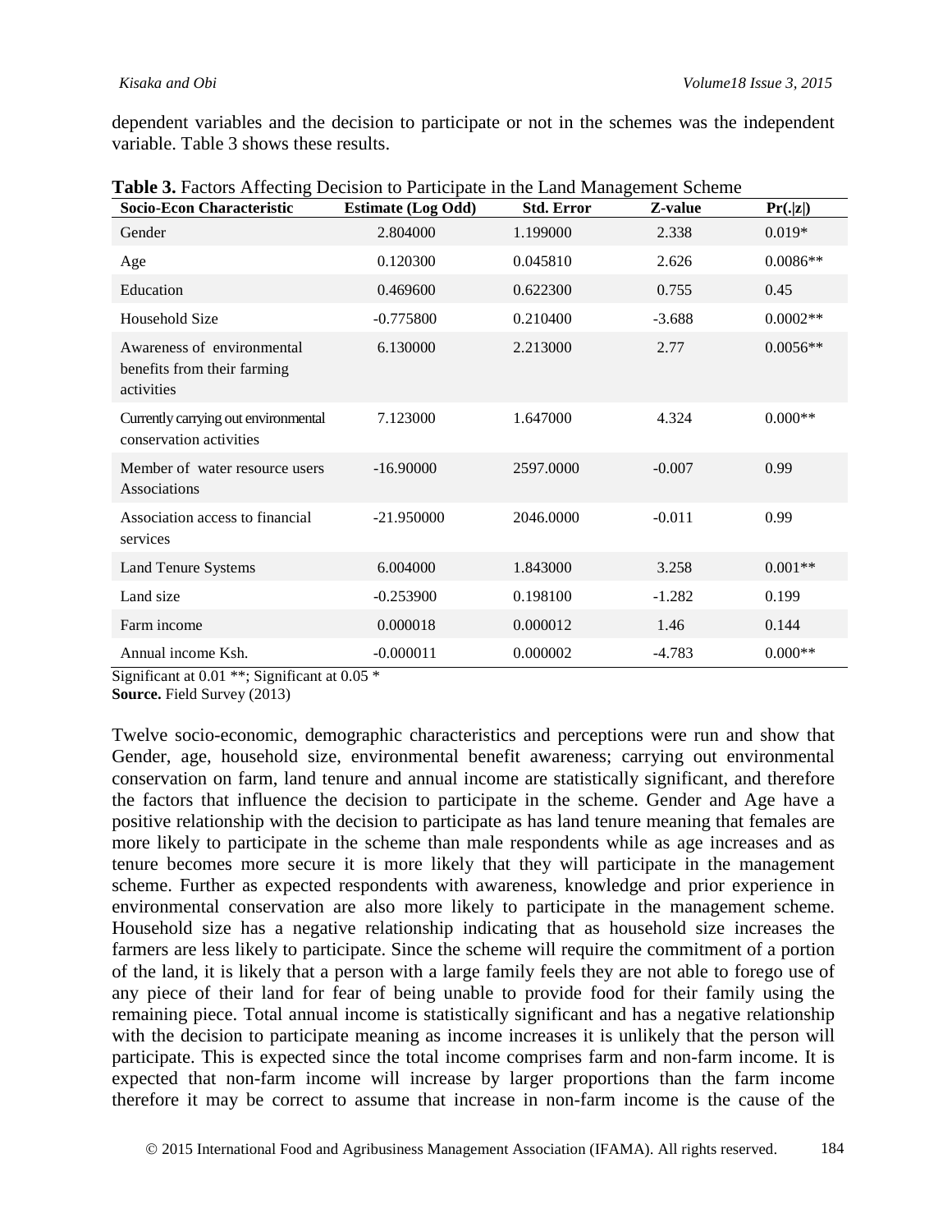dependent variables and the decision to participate or not in the schemes was the independent variable. Table 3 shows these results.

**Table 3.** Factors Affecting Decision to Participate in the Land Management Scheme

| Socio-Econ Characteristic | Estimate (Log Odd) | Std. Error | Z-value | Pr(.\|z\|) |
|---|---|---|---|---|
| Gender | 2.804000 | 1.199000 | 2.338 | 0.019* |
| Age | 0.120300 | 0.045810 | 2.626 | 0.0086** |
| Education | 0.469600 | 0.622300 | 0.755 | 0.45 |
| Household Size | -0.775800 | 0.210400 | -3.688 | 0.0002** |
| Awareness of environmental benefits from their farming activities | 6.130000 | 2.213000 | 2.77 | 0.0056** |
| Currently carrying out environmental conservation activities | 7.123000 | 1.647000 | 4.324 | 0.000** |
| Member of water resource users Associations | -16.90000 | 2597.0000 | -0.007 | 0.99 |
| Association access to financial services | -21.950000 | 2046.0000 | -0.011 | 0.99 |
| Land Tenure Systems | 6.004000 | 1.843000 | 3.258 | 0.001** |
| Land size | -0.253900 | 0.198100 | -1.282 | 0.199 |
| Farm income | 0.000018 | 0.000012 | 1.46 | 0.144 |
| Annual income Ksh. | -0.000011 | 0.000002 | -4.783 | 0.000** |

Significant at 0.01 **; Significant at 0.05 *
**Source.** Field Survey (2013)

Twelve socio-economic, demographic characteristics and perceptions were run and show that Gender, age, household size, environmental benefit awareness; carrying out environmental conservation on farm, land tenure and annual income are statistically significant, and therefore the factors that influence the decision to participate in the scheme. Gender and Age have a positive relationship with the decision to participate as has land tenure meaning that females are more likely to participate in the scheme than male respondents while as age increases and as tenure becomes more secure it is more likely that they will participate in the management scheme. Further as expected respondents with awareness, knowledge and prior experience in environmental conservation are also more likely to participate in the management scheme. Household size has a negative relationship indicating that as household size increases the farmers are less likely to participate. Since the scheme will require the commitment of a portion of the land, it is likely that a person with a large family feels they are not able to forego use of any piece of their land for fear of being unable to provide food for their family using the remaining piece. Total annual income is statistically significant and has a negative relationship with the decision to participate meaning as income increases it is unlikely that the person will participate. This is expected since the total income comprises farm and non-farm income. It is expected that non-farm income will increase by larger proportions than the farm income therefore it may be correct to assume that increase in non-farm income is the cause of the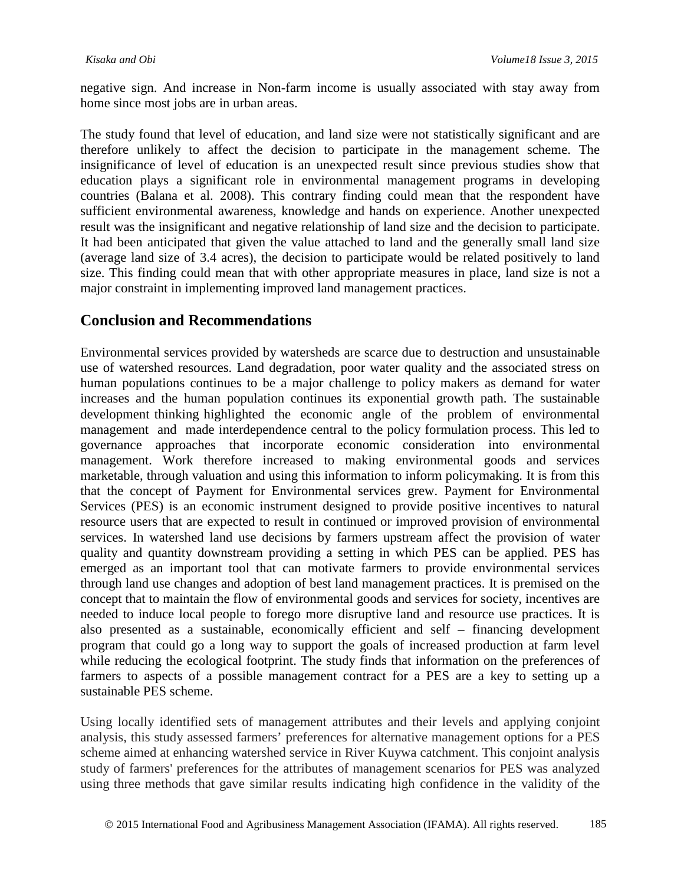negative sign. And increase in Non-farm income is usually associated with stay away from home since most jobs are in urban areas.

The study found that level of education, and land size were not statistically significant and are therefore unlikely to affect the decision to participate in the management scheme. The insignificance of level of education is an unexpected result since previous studies show that education plays a significant role in environmental management programs in developing countries (Balana et al. 2008). This contrary finding could mean that the respondent have sufficient environmental awareness, knowledge and hands on experience. Another unexpected result was the insignificant and negative relationship of land size and the decision to participate. It had been anticipated that given the value attached to land and the generally small land size (average land size of 3.4 acres), the decision to participate would be related positively to land size. This finding could mean that with other appropriate measures in place, land size is not a major constraint in implementing improved land management practices.

## Conclusion and Recommendations

Environmental services provided by watersheds are scarce due to destruction and unsustainable use of watershed resources. Land degradation, poor water quality and the associated stress on human populations continues to be a major challenge to policy makers as demand for water increases and the human population continues its exponential growth path. The sustainable development thinking highlighted the economic angle of the problem of environmental management and made interdependence central to the policy formulation process. This led to governance approaches that incorporate economic consideration into environmental management. Work therefore increased to making environmental goods and services marketable, through valuation and using this information to inform policymaking. It is from this that the concept of Payment for Environmental services grew. Payment for Environmental Services (PES) is an economic instrument designed to provide positive incentives to natural resource users that are expected to result in continued or improved provision of environmental services. In watershed land use decisions by farmers upstream affect the provision of water quality and quantity downstream providing a setting in which PES can be applied. PES has emerged as an important tool that can motivate farmers to provide environmental services through land use changes and adoption of best land management practices. It is premised on the concept that to maintain the flow of environmental goods and services for society, incentives are needed to induce local people to forego more disruptive land and resource use practices. It is also presented as a sustainable, economically efficient and self – financing development program that could go a long way to support the goals of increased production at farm level while reducing the ecological footprint. The study finds that information on the preferences of farmers to aspects of a possible management contract for a PES are a key to setting up a sustainable PES scheme.

Using locally identified sets of management attributes and their levels and applying conjoint analysis, this study assessed farmers' preferences for alternative management options for a PES scheme aimed at enhancing watershed service in River Kuywa catchment. This conjoint analysis study of farmers' preferences for the attributes of management scenarios for PES was analyzed using three methods that gave similar results indicating high confidence in the validity of the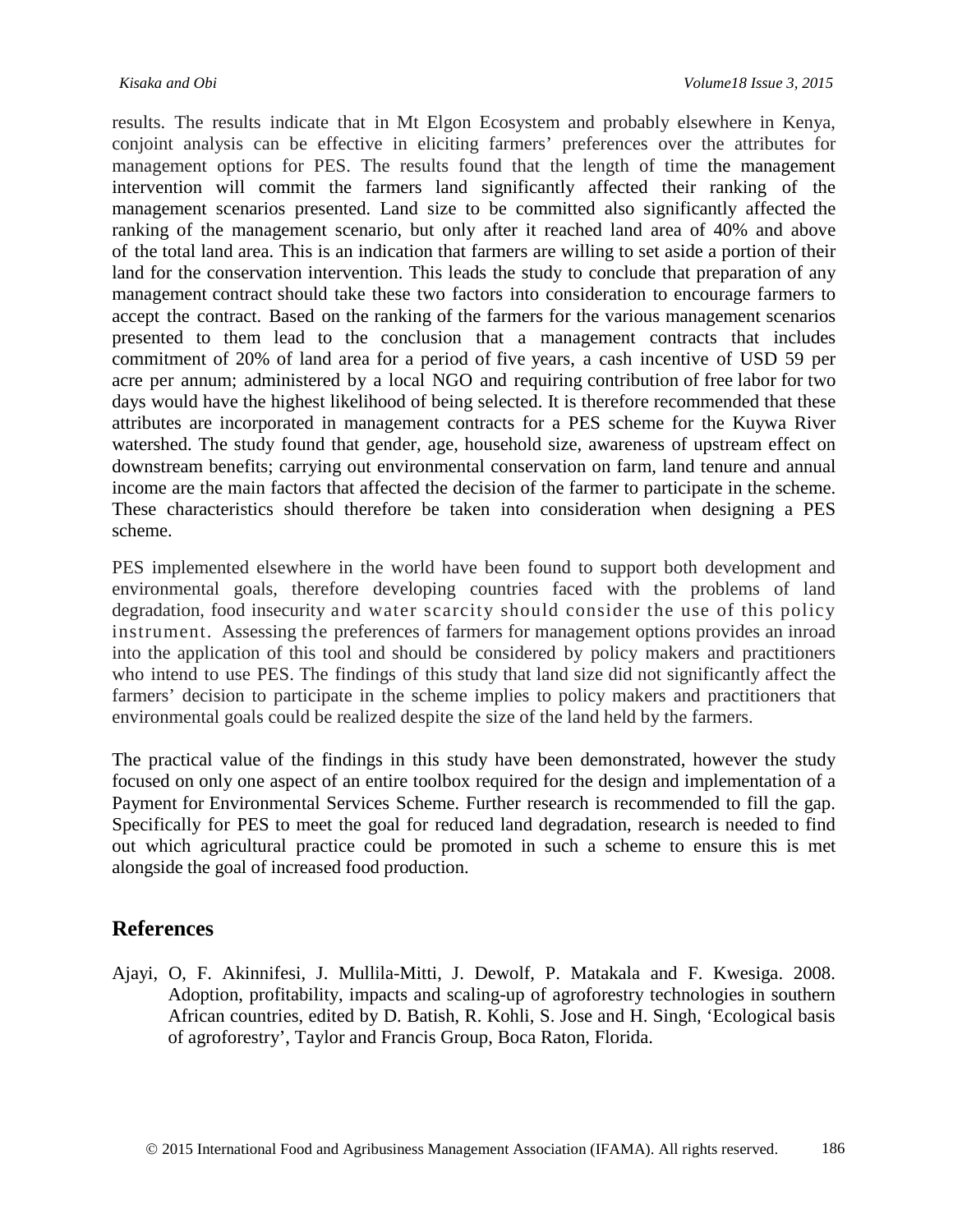results. The results indicate that in Mt Elgon Ecosystem and probably elsewhere in Kenya, conjoint analysis can be effective in eliciting farmers' preferences over the attributes for management options for PES. The results found that the length of time the management intervention will commit the farmers land significantly affected their ranking of the management scenarios presented. Land size to be committed also significantly affected the ranking of the management scenario, but only after it reached land area of 40% and above of the total land area. This is an indication that farmers are willing to set aside a portion of their land for the conservation intervention. This leads the study to conclude that preparation of any management contract should take these two factors into consideration to encourage farmers to accept the contract. Based on the ranking of the farmers for the various management scenarios presented to them lead to the conclusion that a management contracts that includes commitment of 20% of land area for a period of five years, a cash incentive of USD 59 per acre per annum; administered by a local NGO and requiring contribution of free labor for two days would have the highest likelihood of being selected. It is therefore recommended that these attributes are incorporated in management contracts for a PES scheme for the Kuywa River watershed. The study found that gender, age, household size, awareness of upstream effect on downstream benefits; carrying out environmental conservation on farm, land tenure and annual income are the main factors that affected the decision of the farmer to participate in the scheme. These characteristics should therefore be taken into consideration when designing a PES scheme.

PES implemented elsewhere in the world have been found to support both development and environmental goals, therefore developing countries faced with the problems of land degradation, food insecurity and water scarcity should consider the use of this policy instrument. Assessing the preferences of farmers for management options provides an inroad into the application of this tool and should be considered by policy makers and practitioners who intend to use PES. The findings of this study that land size did not significantly affect the farmers' decision to participate in the scheme implies to policy makers and practitioners that environmental goals could be realized despite the size of the land held by the farmers.

The practical value of the findings in this study have been demonstrated, however the study focused on only one aspect of an entire toolbox required for the design and implementation of a Payment for Environmental Services Scheme. Further research is recommended to fill the gap. Specifically for PES to meet the goal for reduced land degradation, research is needed to find out which agricultural practice could be promoted in such a scheme to ensure this is met alongside the goal of increased food production.

## References

Ajayi, O, F. Akinnifesi, J. Mullila-Mitti, J. Dewolf, P. Matakala and F. Kwesiga. 2008. Adoption, profitability, impacts and scaling-up of agroforestry technologies in southern African countries, edited by D. Batish, R. Kohli, S. Jose and H. Singh, 'Ecological basis of agroforestry', Taylor and Francis Group, Boca Raton, Florida.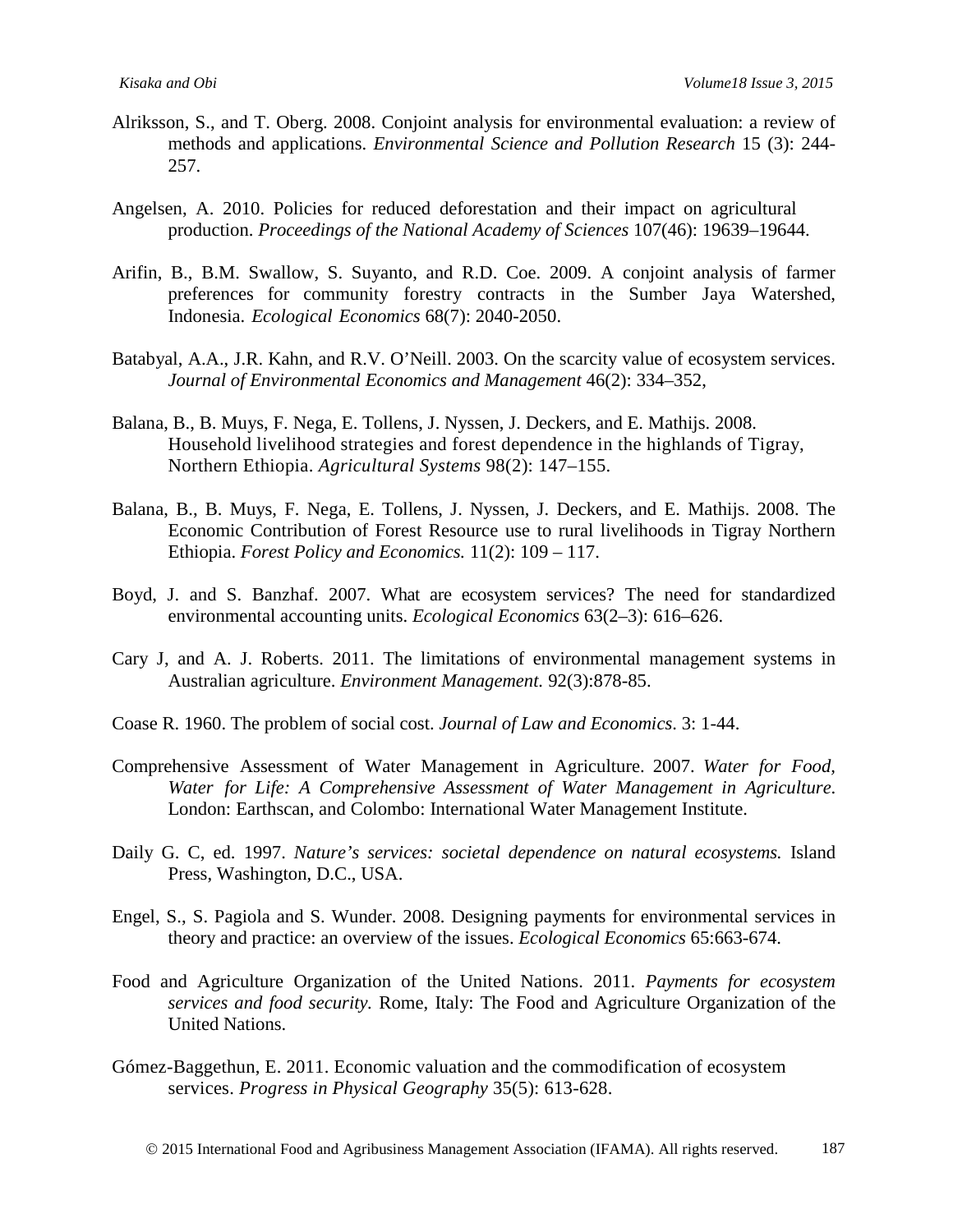Alriksson, S., and T. Oberg. 2008. Conjoint analysis for environmental evaluation: a review of methods and applications. *Environmental Science and Pollution Research* 15 (3): 244-257.

Angelsen, A. 2010. Policies for reduced deforestation and their impact on agricultural production. *Proceedings of the National Academy of Sciences* 107(46): 19639–19644.

Arifin, B., B.M. Swallow, S. Suyanto, and R.D. Coe. 2009. A conjoint analysis of farmer preferences for community forestry contracts in the Sumber Jaya Watershed, Indonesia. *Ecological Economics* 68(7): 2040-2050.

Batabyal, A.A., J.R. Kahn, and R.V. O'Neill. 2003. On the scarcity value of ecosystem services. *Journal of Environmental Economics and Management* 46(2): 334–352,

Balana, B., B. Muys, F. Nega, E. Tollens, J. Nyssen, J. Deckers, and E. Mathijs. 2008. Household livelihood strategies and forest dependence in the highlands of Tigray, Northern Ethiopia. *Agricultural Systems* 98(2): 147–155.

Balana, B., B. Muys, F. Nega, E. Tollens, J. Nyssen, J. Deckers, and E. Mathijs. 2008. The Economic Contribution of Forest Resource use to rural livelihoods in Tigray Northern Ethiopia. *Forest Policy and Economics.* 11(2): 109 – 117.

Boyd, J. and S. Banzhaf. 2007. What are ecosystem services? The need for standardized environmental accounting units. *Ecological Economics* 63(2–3): 616–626.

Cary J, and A. J. Roberts. 2011. The limitations of environmental management systems in Australian agriculture. *Environment Management.* 92(3):878-85.

Coase R. 1960. The problem of social cost. *Journal of Law and Economics*. 3: 1-44.

Comprehensive Assessment of Water Management in Agriculture. 2007. *Water for Food, Water for Life: A Comprehensive Assessment of Water Management in Agriculture.* London: Earthscan, and Colombo: International Water Management Institute.

Daily G. C, ed. 1997. *Nature's services: societal dependence on natural ecosystems.* Island Press, Washington, D.C., USA.

Engel, S., S. Pagiola and S. Wunder. 2008. Designing payments for environmental services in theory and practice: an overview of the issues. *Ecological Economics* 65:663-674.

Food and Agriculture Organization of the United Nations. 2011. *Payments for ecosystem services and food security.* Rome, Italy: The Food and Agriculture Organization of the United Nations.

Gómez-Baggethun, E. 2011. Economic valuation and the commodification of ecosystem services. *Progress in Physical Geography* 35(5): 613-628.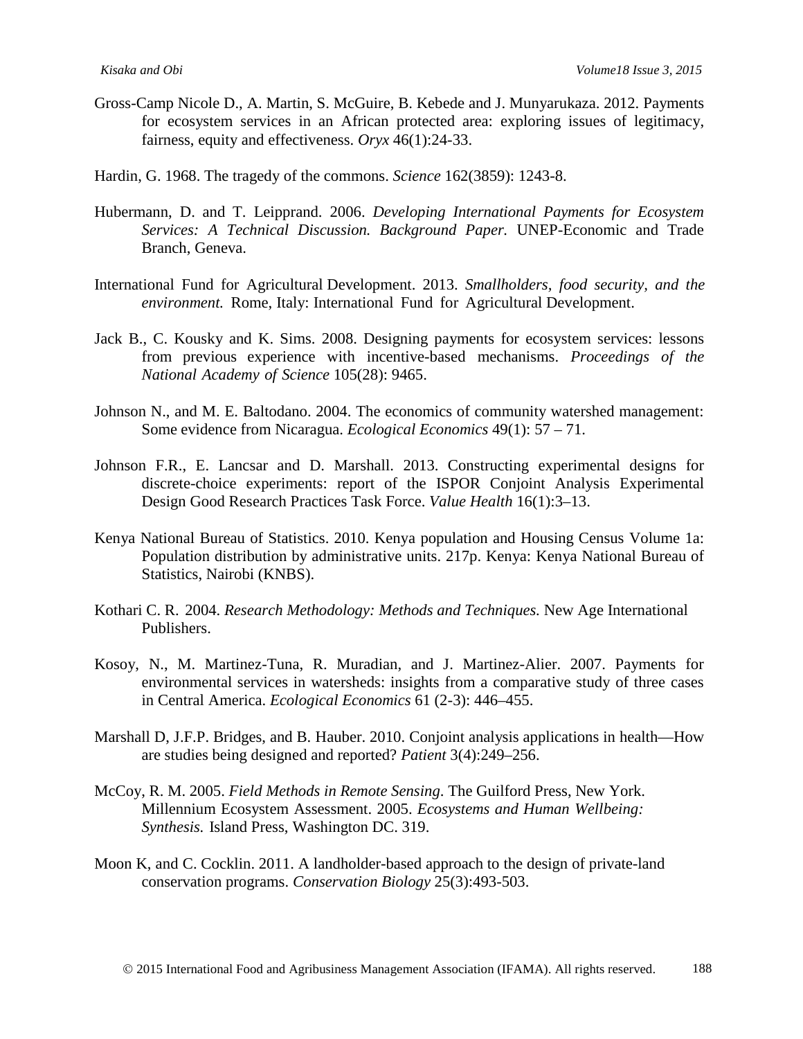Gross-Camp Nicole D., A. Martin, S. McGuire, B. Kebede and J. Munyarukaza. 2012. Payments for ecosystem services in an African protected area: exploring issues of legitimacy, fairness, equity and effectiveness. *Oryx* 46(1):24-33.

Hardin, G. 1968. The tragedy of the commons. *Science* 162(3859): 1243-8.

Hubermann, D. and T. Leipprand. 2006. *Developing International Payments for Ecosystem Services: A Technical Discussion. Background Paper.* UNEP-Economic and Trade Branch, Geneva.

International Fund for Agricultural Development. 2013. *Smallholders, food security, and the environment.* Rome, Italy: International Fund for Agricultural Development.

Jack B., C. Kousky and K. Sims. 2008. Designing payments for ecosystem services: lessons from previous experience with incentive-based mechanisms. *Proceedings of the National Academy of Science* 105(28): 9465.

Johnson N., and M. E. Baltodano. 2004. The economics of community watershed management: Some evidence from Nicaragua. *Ecological Economics* 49(1): 57 – 71.

Johnson F.R., E. Lancsar and D. Marshall. 2013. Constructing experimental designs for discrete-choice experiments: report of the ISPOR Conjoint Analysis Experimental Design Good Research Practices Task Force. *Value Health* 16(1):3–13.

Kenya National Bureau of Statistics. 2010. Kenya population and Housing Census Volume 1a: Population distribution by administrative units. 217p. Kenya: Kenya National Bureau of Statistics, Nairobi (KNBS).

Kothari C. R. 2004. *Research Methodology: Methods and Techniques.* New Age International Publishers.

Kosoy, N., M. Martinez-Tuna, R. Muradian, and J. Martinez-Alier. 2007. Payments for environmental services in watersheds: insights from a comparative study of three cases in Central America. *Ecological Economics* 61 (2-3): 446–455.

Marshall D, J.F.P. Bridges, and B. Hauber. 2010. Conjoint analysis applications in health—How are studies being designed and reported? *Patient* 3(4):249–256.

McCoy, R. M. 2005. *Field Methods in Remote Sensing*. The Guilford Press, New York. Millennium Ecosystem Assessment. 2005. *Ecosystems and Human Wellbeing: Synthesis.* Island Press, Washington DC. 319.

Moon K, and C. Cocklin. 2011. A landholder-based approach to the design of private-land conservation programs. *Conservation Biology* 25(3):493-503.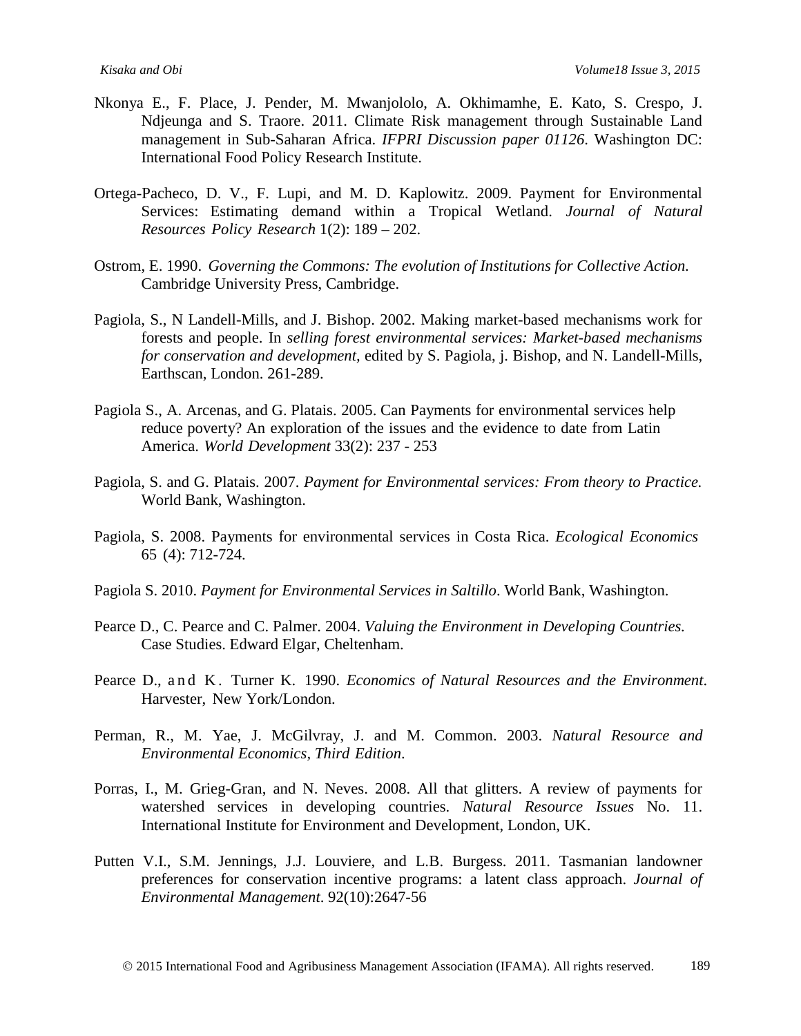Nkonya E., F. Place, J. Pender, M. Mwanjololo, A. Okhimamhe, E. Kato, S. Crespo, J. Ndjeunga and S. Traore. 2011. Climate Risk management through Sustainable Land management in Sub-Saharan Africa. *IFPRI Discussion paper 01126*. Washington DC: International Food Policy Research Institute.

Ortega-Pacheco, D. V., F. Lupi, and M. D. Kaplowitz. 2009. Payment for Environmental Services: Estimating demand within a Tropical Wetland. *Journal of Natural Resources Policy Research* 1(2): 189 – 202.

Ostrom, E. 1990. *Governing the Commons: The evolution of Institutions for Collective Action.* Cambridge University Press, Cambridge.

Pagiola, S., N Landell-Mills, and J. Bishop. 2002. Making market-based mechanisms work for forests and people. In *selling forest environmental services: Market-based mechanisms for conservation and development,* edited by S. Pagiola, j. Bishop, and N. Landell-Mills, Earthscan, London. 261-289.

Pagiola S., A. Arcenas, and G. Platais. 2005. Can Payments for environmental services help reduce poverty? An exploration of the issues and the evidence to date from Latin America. *World Development* 33(2): 237 - 253

Pagiola, S. and G. Platais. 2007. *Payment for Environmental services: From theory to Practice.* World Bank, Washington.

Pagiola, S. 2008. Payments for environmental services in Costa Rica. *Ecological Economics* 65 (4): 712-724.

Pagiola S. 2010. *Payment for Environmental Services in Saltillo*. World Bank, Washington.

Pearce D., C. Pearce and C. Palmer. 2004. *Valuing the Environment in Developing Countries.* Case Studies. Edward Elgar, Cheltenham.

Pearce D., and K. Turner K. 1990. *Economics of Natural Resources and the Environment*. Harvester, New York/London.

Perman, R., M. Yae, J. McGilvray, J. and M. Common. 2003. *Natural Resource and Environmental Economics, Third Edition*.

Porras, I., M. Grieg-Gran, and N. Neves. 2008. All that glitters. A review of payments for watershed services in developing countries. *Natural Resource Issues* No. 11. International Institute for Environment and Development, London, UK.

Putten V.I., S.M. Jennings, J.J. Louviere, and L.B. Burgess. 2011. Tasmanian landowner preferences for conservation incentive programs: a latent class approach. *Journal of Environmental Management*. 92(10):2647-56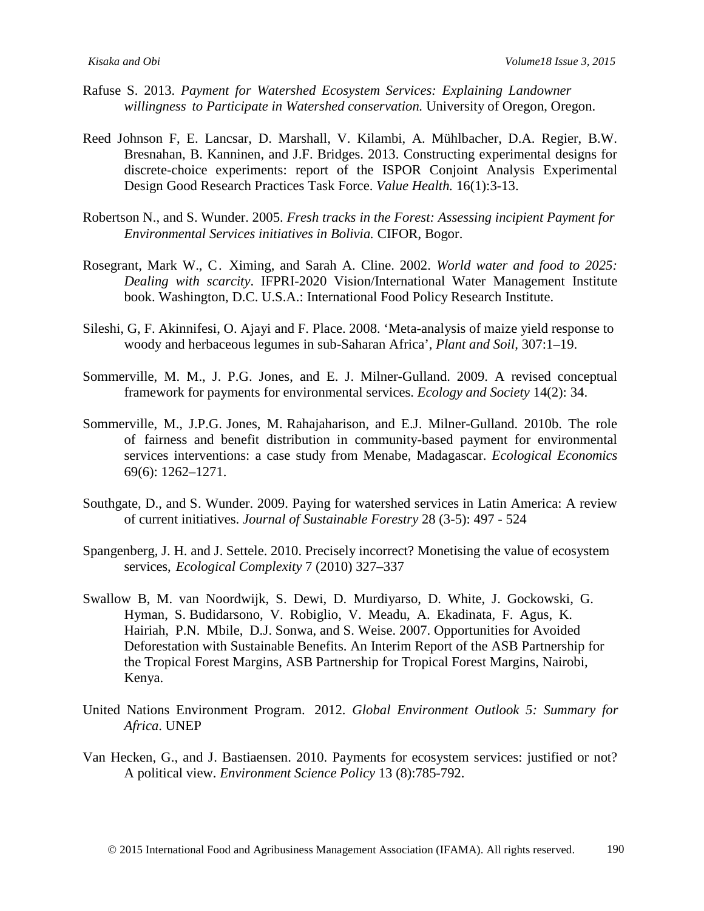Rafuse S. 2013. *Payment for Watershed Ecosystem Services: Explaining Landowner willingness to Participate in Watershed conservation.* University of Oregon, Oregon.

Reed Johnson F, E. Lancsar, D. Marshall, V. Kilambi, A. Mühlbacher, D.A. Regier, B.W. Bresnahan, B. Kanninen, and J.F. Bridges. 2013. Constructing experimental designs for discrete-choice experiments: report of the ISPOR Conjoint Analysis Experimental Design Good Research Practices Task Force. *Value Health.* 16(1):3-13.

Robertson N., and S. Wunder. 2005. *Fresh tracks in the Forest: Assessing incipient Payment for Environmental Services initiatives in Bolivia.* CIFOR, Bogor.

Rosegrant, Mark W., C. Ximing, and Sarah A. Cline. 2002. *World water and food to 2025: Dealing with scarcity*. IFPRI-2020 Vision/International Water Management Institute book. Washington, D.C. U.S.A.: International Food Policy Research Institute.

Sileshi, G, F. Akinnifesi, O. Ajayi and F. Place. 2008. 'Meta-analysis of maize yield response to woody and herbaceous legumes in sub-Saharan Africa', *Plant and Soil,* 307:1–19.

Sommerville, M. M., J. P.G. Jones, and E. J. Milner-Gulland. 2009. A revised conceptual framework for payments for environmental services. *Ecology and Society* 14(2): 34.

Sommerville, M., J.P.G. Jones, M. Rahajaharison, and E.J. Milner-Gulland. 2010b. The role of fairness and benefit distribution in community-based payment for environmental services interventions: a case study from Menabe, Madagascar. *Ecological Economics* 69(6): 1262–1271.

Southgate, D., and S. Wunder. 2009. Paying for watershed services in Latin America: A review of current initiatives. *Journal of Sustainable Forestry* 28 (3-5): 497 - 524

Spangenberg, J. H. and J. Settele. 2010. Precisely incorrect? Monetising the value of ecosystem services, *Ecological Complexity* 7 (2010) 327–337

Swallow B, M. van Noordwijk, S. Dewi, D. Murdiyarso, D. White, J. Gockowski, G. Hyman, S. Budidarsono, V. Robiglio, V. Meadu, A. Ekadinata, F. Agus, K. Hairiah, P.N. Mbile, D.J. Sonwa, and S. Weise. 2007. Opportunities for Avoided Deforestation with Sustainable Benefits. An Interim Report of the ASB Partnership for the Tropical Forest Margins, ASB Partnership for Tropical Forest Margins, Nairobi, Kenya.

United Nations Environment Program. 2012. *Global Environment Outlook 5: Summary for Africa*. UNEP

Van Hecken, G., and J. Bastiaensen. 2010. Payments for ecosystem services: justified or not? A political view. *Environment Science Policy* 13 (8):785-792.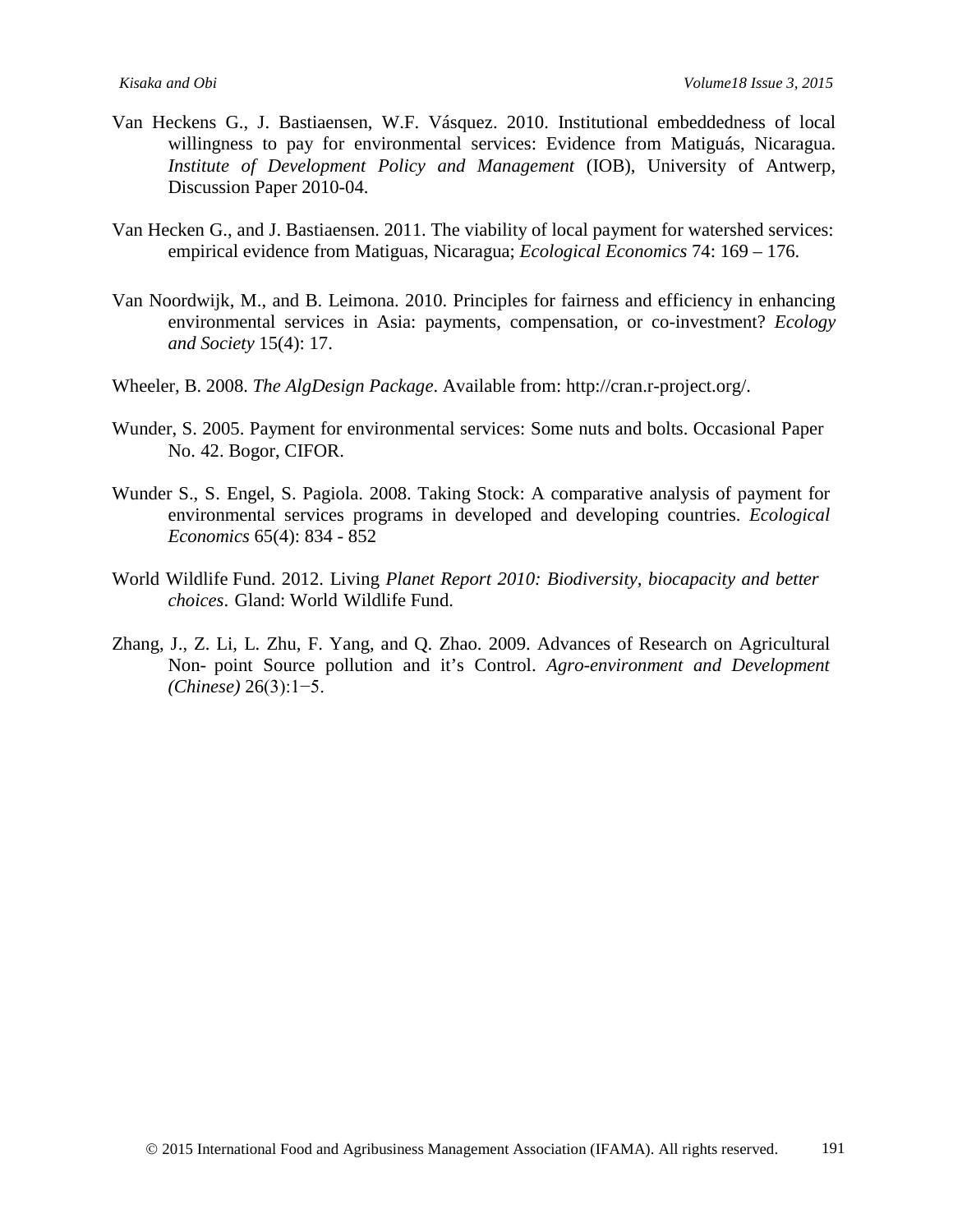Van Heckens G., J. Bastiaensen, W.F. Vásquez. 2010. Institutional embeddedness of local willingness to pay for environmental services: Evidence from Matiguás, Nicaragua. *Institute of Development Policy and Management* (IOB), University of Antwerp, Discussion Paper 2010-04.

Van Hecken G., and J. Bastiaensen. 2011. The viability of local payment for watershed services: empirical evidence from Matiguas, Nicaragua; *Ecological Economics* 74: 169 – 176.

Van Noordwijk, M., and B. Leimona. 2010. Principles for fairness and efficiency in enhancing environmental services in Asia: payments, compensation, or co-investment? *Ecology and Society* 15(4): 17.

Wheeler, B. 2008. *The AlgDesign Package*. Available from: http://cran.r-project.org/.

Wunder, S. 2005. Payment for environmental services: Some nuts and bolts. Occasional Paper No. 42. Bogor, CIFOR.

Wunder S., S. Engel, S. Pagiola. 2008. Taking Stock: A comparative analysis of payment for environmental services programs in developed and developing countries. *Ecological Economics* 65(4): 834 - 852

World Wildlife Fund. 2012. Living *Planet Report 2010: Biodiversity, biocapacity and better choices*. Gland: World Wildlife Fund.

Zhang, J., Z. Li, L. Zhu, F. Yang, and Q. Zhao. 2009. Advances of Research on Agricultural Non- point Source pollution and it's Control. *Agro-environment and Development (Chinese)* 26(3):1−5.